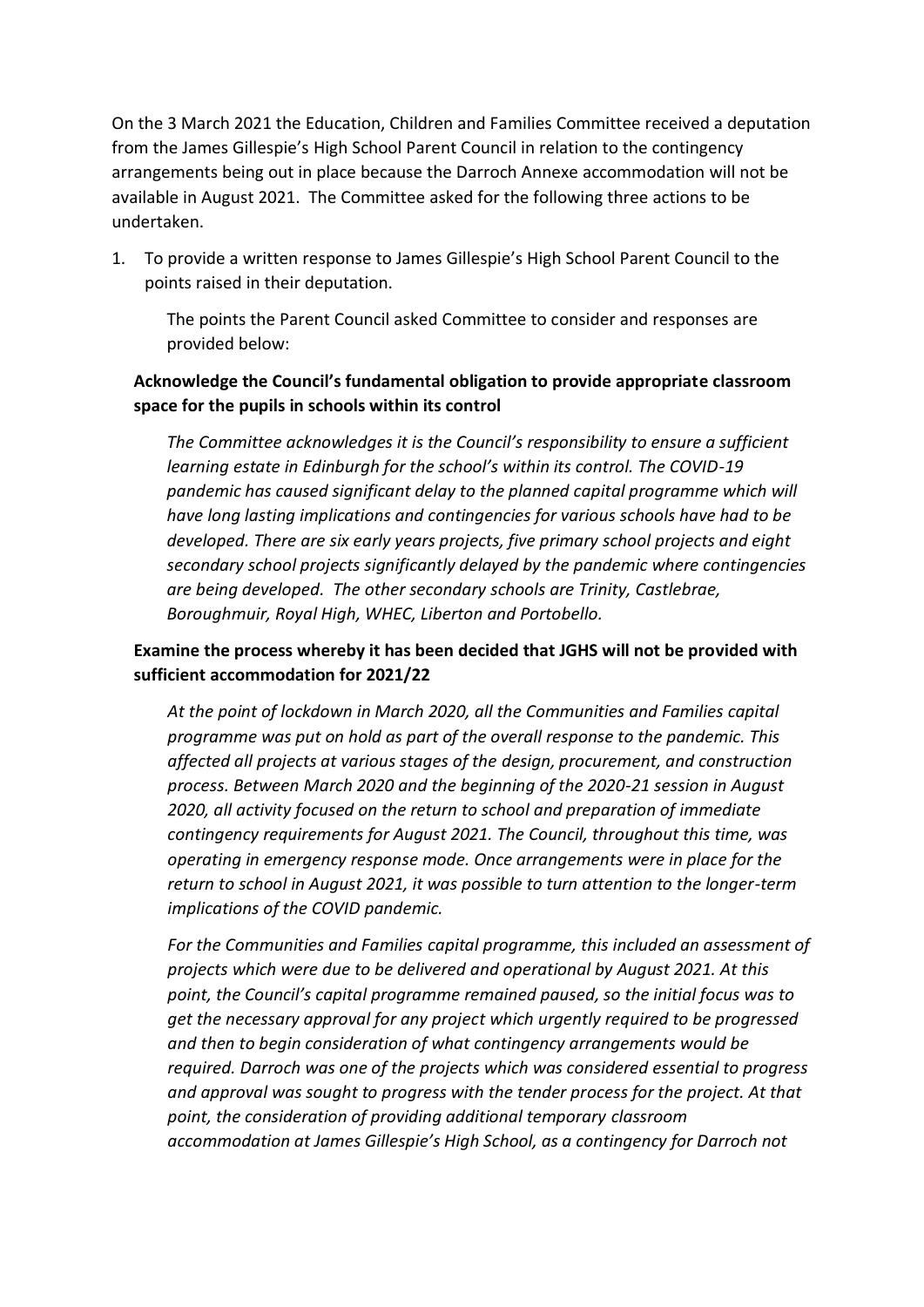On the 3 March 2021 the Education, Children and Families Committee received a deputation from the James Gillespie's High School Parent Council in relation to the contingency arrangements being out in place because the Darroch Annexe accommodation will not be available in August 2021. The Committee asked for the following three actions to be undertaken.

1. To provide a written response to James Gillespie's High School Parent Council to the points raised in their deputation.

   The points the Parent Council asked Committee to consider and responses are provided below:

   **Acknowledge the Council's fundamental obligation to provide appropriate classroom space for the pupils in schools within its control**

   *The Committee acknowledges it is the Council's responsibility to ensure a sufficient learning estate in Edinburgh for the school's within its control. The COVID-19 pandemic has caused significant delay to the planned capital programme which will have long lasting implications and contingencies for various schools have had to be developed. There are six early years projects, five primary school projects and eight secondary school projects significantly delayed by the pandemic where contingencies are being developed. The other secondary schools are Trinity, Castlebrae, Boroughmuir, Royal High, WHEC, Liberton and Portobello.*

   **Examine the process whereby it has been decided that JGHS will not be provided with sufficient accommodation for 2021/22**

   *At the point of lockdown in March 2020, all the Communities and Families capital programme was put on hold as part of the overall response to the pandemic. This affected all projects at various stages of the design, procurement, and construction process. Between March 2020 and the beginning of the 2020-21 session in August 2020, all activity focused on the return to school and preparation of immediate contingency requirements for August 2021. The Council, throughout this time, was operating in emergency response mode. Once arrangements were in place for the return to school in August 2021, it was possible to turn attention to the longer-term implications of the COVID pandemic.*

   *For the Communities and Families capital programme, this included an assessment of projects which were due to be delivered and operational by August 2021. At this point, the Council's capital programme remained paused, so the initial focus was to get the necessary approval for any project which urgently required to be progressed and then to begin consideration of what contingency arrangements would be required. Darroch was one of the projects which was considered essential to progress and approval was sought to progress with the tender process for the project. At that point, the consideration of providing additional temporary classroom accommodation at James Gillespie's High School, as a contingency for Darroch not*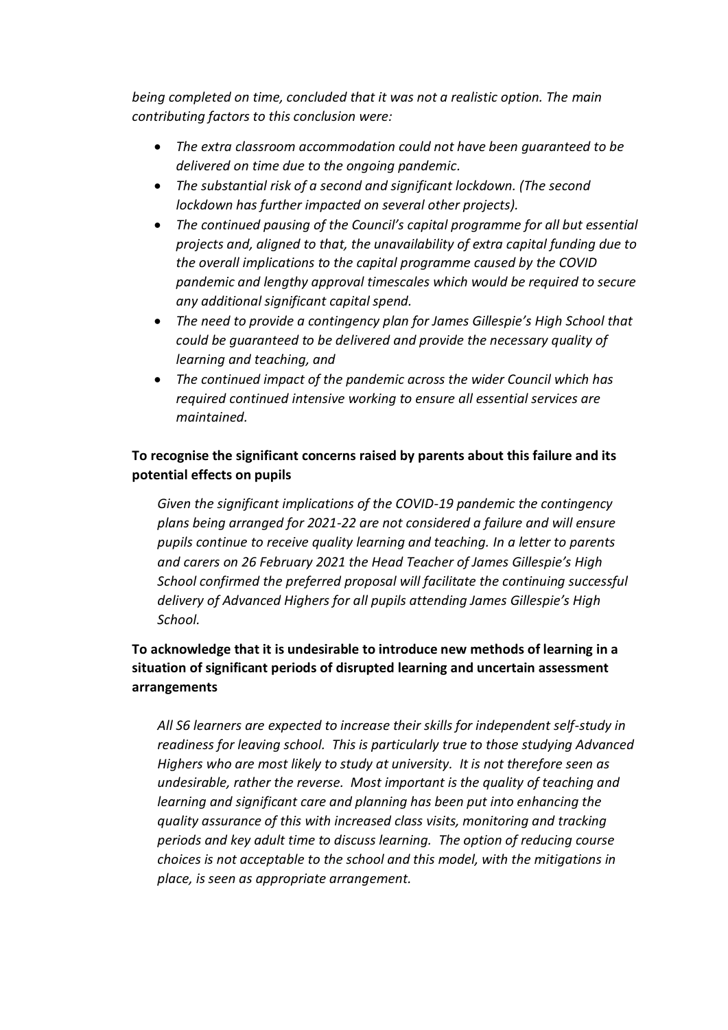*being completed on time, concluded that it was not a realistic option. The main contributing factors to this conclusion were:*

- *The extra classroom accommodation could not have been guaranteed to be delivered on time due to the ongoing pandemic.*
- *The substantial risk of a second and significant lockdown. (The second lockdown has further impacted on several other projects).*
- *The continued pausing of the Council's capital programme for all but essential projects and, aligned to that, the unavailability of extra capital funding due to the overall implications to the capital programme caused by the COVID pandemic and lengthy approval timescales which would be required to secure any additional significant capital spend.*
- *The need to provide a contingency plan for James Gillespie's High School that could be guaranteed to be delivered and provide the necessary quality of learning and teaching, and*
- *The continued impact of the pandemic across the wider Council which has required continued intensive working to ensure all essential services are maintained.*

**To recognise the significant concerns raised by parents about this failure and its potential effects on pupils**

*Given the significant implications of the COVID-19 pandemic the contingency plans being arranged for 2021-22 are not considered a failure and will ensure pupils continue to receive quality learning and teaching. In a letter to parents and carers on 26 February 2021 the Head Teacher of James Gillespie's High School confirmed the preferred proposal will facilitate the continuing successful delivery of Advanced Highers for all pupils attending James Gillespie's High School.*

**To acknowledge that it is undesirable to introduce new methods of learning in a situation of significant periods of disrupted learning and uncertain assessment arrangements**

*All S6 learners are expected to increase their skills for independent self-study in readiness for leaving school. This is particularly true to those studying Advanced Highers who are most likely to study at university. It is not therefore seen as undesirable, rather the reverse. Most important is the quality of teaching and learning and significant care and planning has been put into enhancing the quality assurance of this with increased class visits, monitoring and tracking periods and key adult time to discuss learning. The option of reducing course choices is not acceptable to the school and this model, with the mitigations in place, is seen as appropriate arrangement.*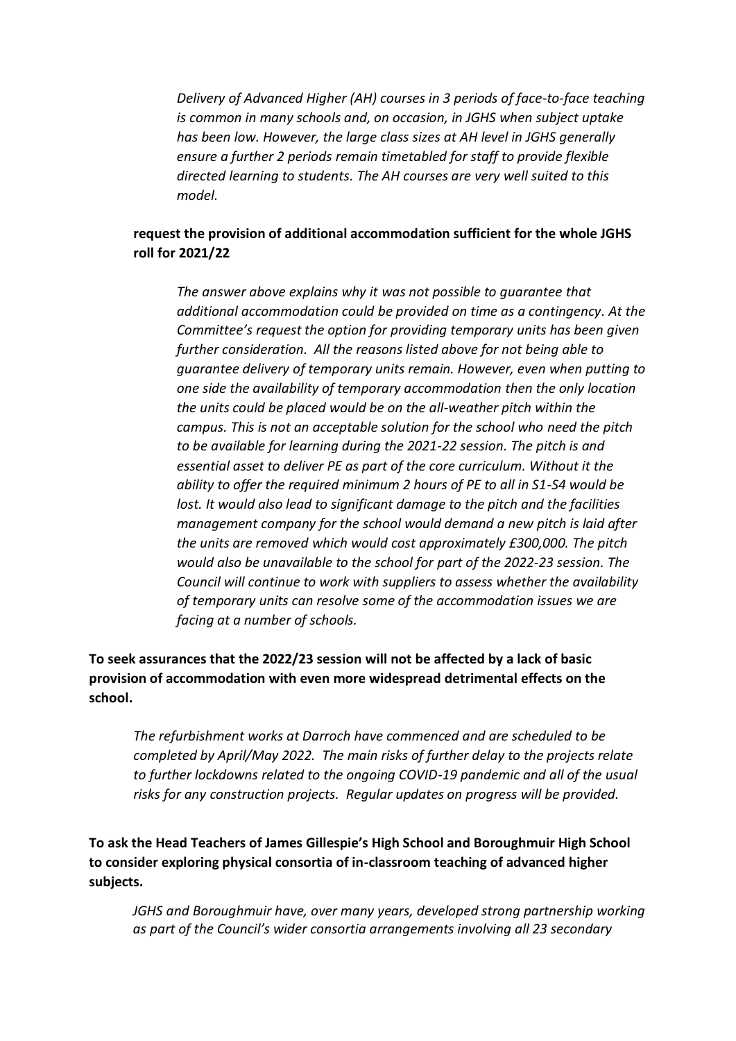*Delivery of Advanced Higher (AH) courses in 3 periods of face-to-face teaching is common in many schools and, on occasion, in JGHS when subject uptake has been low. However, the large class sizes at AH level in JGHS generally ensure a further 2 periods remain timetabled for staff to provide flexible directed learning to students. The AH courses are very well suited to this model.*

**request the provision of additional accommodation sufficient for the whole JGHS roll for 2021/22**

*The answer above explains why it was not possible to guarantee that additional accommodation could be provided on time as a contingency. At the Committee's request the option for providing temporary units has been given further consideration. All the reasons listed above for not being able to guarantee delivery of temporary units remain. However, even when putting to one side the availability of temporary accommodation then the only location the units could be placed would be on the all-weather pitch within the campus. This is not an acceptable solution for the school who need the pitch to be available for learning during the 2021-22 session. The pitch is and essential asset to deliver PE as part of the core curriculum. Without it the ability to offer the required minimum 2 hours of PE to all in S1-S4 would be lost. It would also lead to significant damage to the pitch and the facilities management company for the school would demand a new pitch is laid after the units are removed which would cost approximately £300,000. The pitch would also be unavailable to the school for part of the 2022-23 session. The Council will continue to work with suppliers to assess whether the availability of temporary units can resolve some of the accommodation issues we are facing at a number of schools.*

**To seek assurances that the 2022/23 session will not be affected by a lack of basic provision of accommodation with even more widespread detrimental effects on the school.**

*The refurbishment works at Darroch have commenced and are scheduled to be completed by April/May 2022. The main risks of further delay to the projects relate to further lockdowns related to the ongoing COVID-19 pandemic and all of the usual risks for any construction projects. Regular updates on progress will be provided.*

**To ask the Head Teachers of James Gillespie's High School and Boroughmuir High School to consider exploring physical consortia of in-classroom teaching of advanced higher subjects.**

*JGHS and Boroughmuir have, over many years, developed strong partnership working as part of the Council's wider consortia arrangements involving all 23 secondary*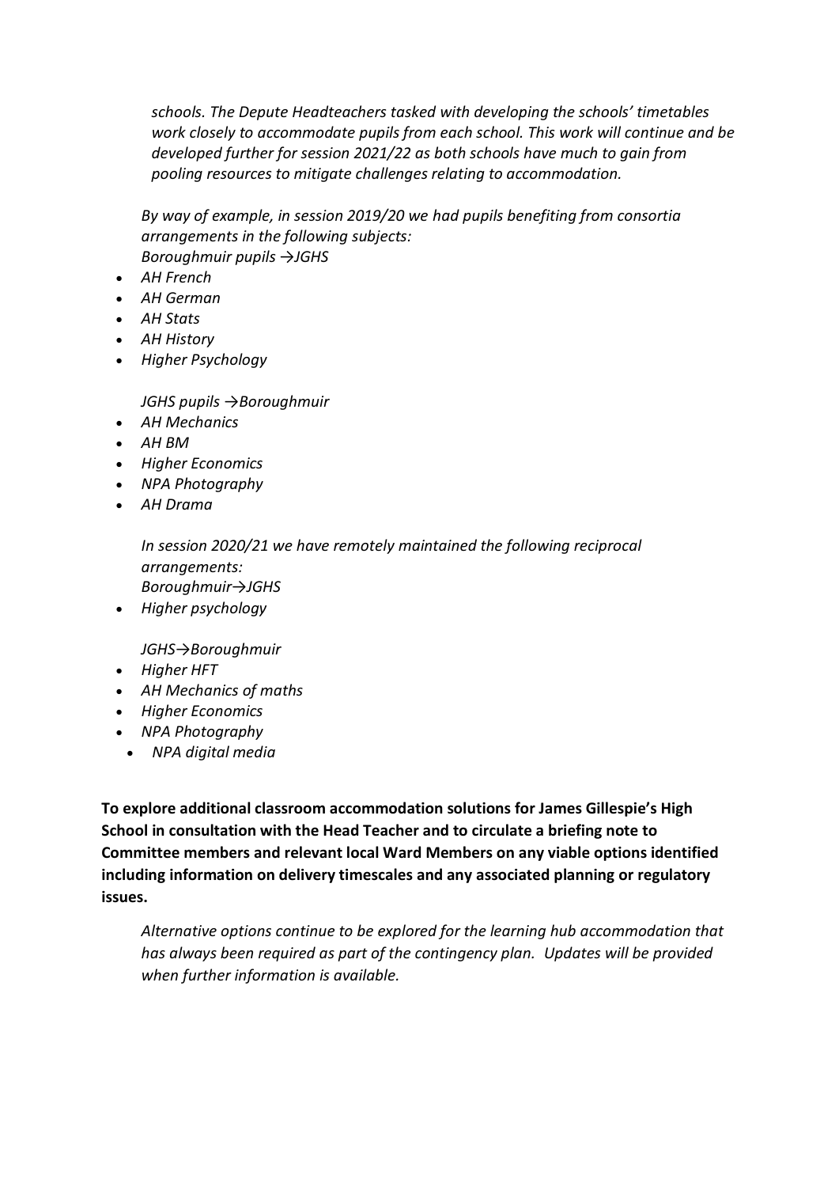*schools. The Depute Headteachers tasked with developing the schools' timetables work closely to accommodate pupils from each school. This work will continue and be developed further for session 2021/22 as both schools have much to gain from pooling resources to mitigate challenges relating to accommodation.*

*By way of example, in session 2019/20 we had pupils benefiting from consortia arrangements in the following subjects:*
*Boroughmuir pupils →JGHS*

- *AH French*
- *AH German*
- *AH Stats*
- *AH History*
- *Higher Psychology*

*JGHS pupils →Boroughmuir*

- *AH Mechanics*
- *AH BM*
- *Higher Economics*
- *NPA Photography*
- *AH Drama*

*In session 2020/21 we have remotely maintained the following reciprocal arrangements:*
*Boroughmuir→JGHS*

- *Higher psychology*

*JGHS→Boroughmuir*

- *Higher HFT*
- *AH Mechanics of maths*
- *Higher Economics*
- *NPA Photography*
- *NPA digital media*

**To explore additional classroom accommodation solutions for James Gillespie's High School in consultation with the Head Teacher and to circulate a briefing note to Committee members and relevant local Ward Members on any viable options identified including information on delivery timescales and any associated planning or regulatory issues.**

*Alternative options continue to be explored for the learning hub accommodation that has always been required as part of the contingency plan. Updates will be provided when further information is available.*